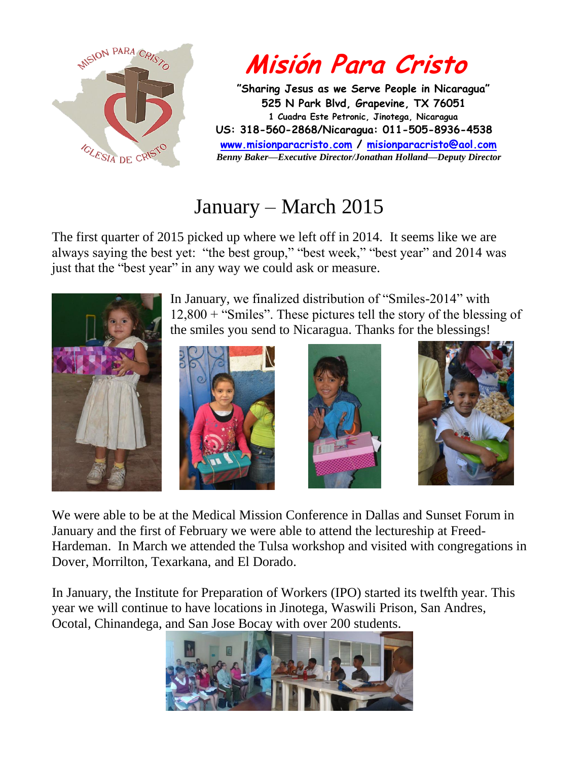# Misión Para Cristo

**"Sharing Jesus as we Serve People in Nicaragua"**
**525 N Park Blvd, Grapevine, TX 76051**
**1 Cuadra Este Petronic, Jinotega, Nicaragua**
**US: 318-560-2868/Nicaragua: 011-505-8936-4538**
**[www.misionparacristo.com](http://www.misionparacristo.com) / [misionparacristo@aol.com](mailto:misionparacristo@aol.com)**
***Benny Baker—Executive Director/Jonathan Holland—Deputy Director***

## January – March 2015

The first quarter of 2015 picked up where we left off in 2014. It seems like we are always saying the best yet: "the best group," "best week," "best year" and 2014 was just that the "best year" in any way we could ask or measure.

In January, we finalized distribution of "Smiles-2014" with 12,800 + "Smiles". These pictures tell the story of the blessing of the smiles you send to Nicaragua. Thanks for the blessings!

We were able to be at the Medical Mission Conference in Dallas and Sunset Forum in January and the first of February we were able to attend the lectureship at Freed-Hardeman. In March we attended the Tulsa workshop and visited with congregations in Dover, Morrilton, Texarkana, and El Dorado.

In January, the Institute for Preparation of Workers (IPO) started its twelfth year. This year we will continue to have locations in Jinotega, Waswili Prison, San Andres, Ocotal, Chinandega, and San Jose Bocay with over 200 students.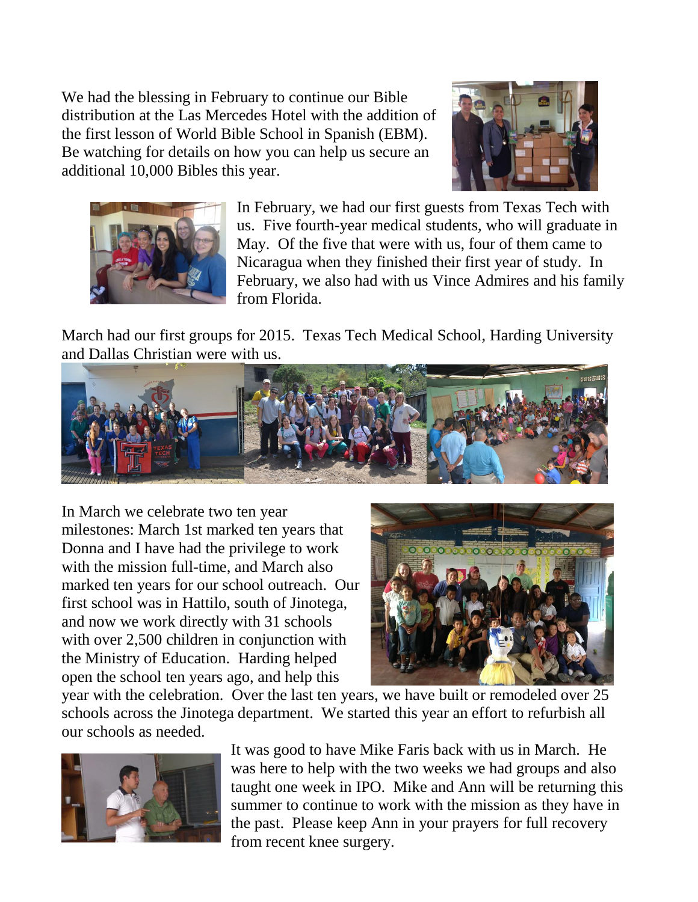We had the blessing in February to continue our Bible distribution at the Las Mercedes Hotel with the addition of the first lesson of World Bible School in Spanish (EBM). Be watching for details on how you can help us secure an additional 10,000 Bibles this year.

In February, we had our first guests from Texas Tech with us. Five fourth-year medical students, who will graduate in May. Of the five that were with us, four of them came to Nicaragua when they finished their first year of study. In February, we also had with us Vince Admires and his family from Florida.

March had our first groups for 2015. Texas Tech Medical School, Harding University and Dallas Christian were with us.

In March we celebrate two ten year milestones: March 1st marked ten years that Donna and I have had the privilege to work with the mission full-time, and March also marked ten years for our school outreach. Our first school was in Hattilo, south of Jinotega, and now we work directly with 31 schools with over 2,500 children in conjunction with the Ministry of Education. Harding helped open the school ten years ago, and help this year with the celebration. Over the last ten years, we have built or remodeled over 25 schools across the Jinotega department. We started this year an effort to refurbish all our schools as needed.

It was good to have Mike Faris back with us in March. He was here to help with the two weeks we had groups and also taught one week in IPO. Mike and Ann will be returning this summer to continue to work with the mission as they have in the past. Please keep Ann in your prayers for full recovery from recent knee surgery.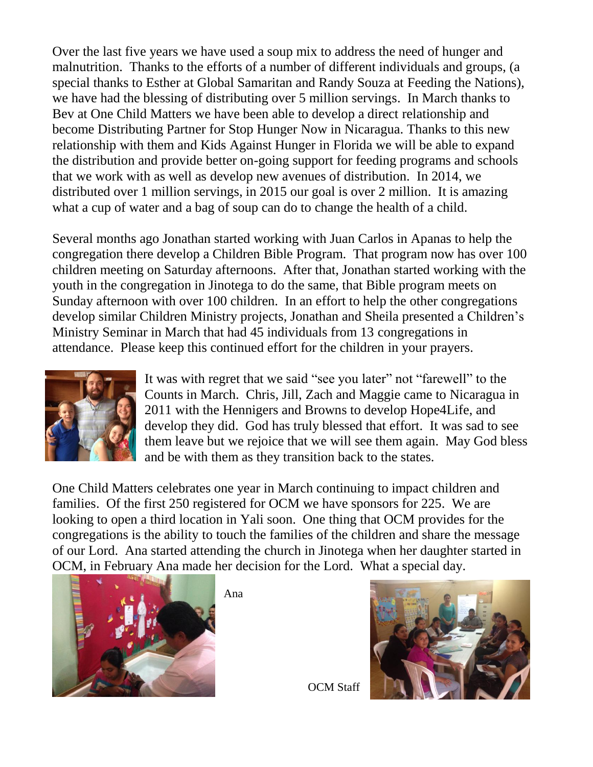Over the last five years we have used a soup mix to address the need of hunger and malnutrition. Thanks to the efforts of a number of different individuals and groups, (a special thanks to Esther at Global Samaritan and Randy Souza at Feeding the Nations), we have had the blessing of distributing over 5 million servings. In March thanks to Bev at One Child Matters we have been able to develop a direct relationship and become Distributing Partner for Stop Hunger Now in Nicaragua. Thanks to this new relationship with them and Kids Against Hunger in Florida we will be able to expand the distribution and provide better on-going support for feeding programs and schools that we work with as well as develop new avenues of distribution. In 2014, we distributed over 1 million servings, in 2015 our goal is over 2 million. It is amazing what a cup of water and a bag of soup can do to change the health of a child.

Several months ago Jonathan started working with Juan Carlos in Apanas to help the congregation there develop a Children Bible Program. That program now has over 100 children meeting on Saturday afternoons. After that, Jonathan started working with the youth in the congregation in Jinotega to do the same, that Bible program meets on Sunday afternoon with over 100 children. In an effort to help the other congregations develop similar Children Ministry projects, Jonathan and Sheila presented a Children's Ministry Seminar in March that had 45 individuals from 13 congregations in attendance. Please keep this continued effort for the children in your prayers.

It was with regret that we said "see you later" not "farewell" to the Counts in March. Chris, Jill, Zach and Maggie came to Nicaragua in 2011 with the Hennigers and Browns to develop Hope4Life, and develop they did. God has truly blessed that effort. It was sad to see them leave but we rejoice that we will see them again. May God bless and be with them as they transition back to the states.

One Child Matters celebrates one year in March continuing to impact children and families. Of the first 250 registered for OCM we have sponsors for 225. We are looking to open a third location in Yali soon. One thing that OCM provides for the congregations is the ability to touch the families of the children and share the message of our Lord. Ana started attending the church in Jinotega when her daughter started in OCM, in February Ana made her decision for the Lord. What a special day.

Ana

OCM Staff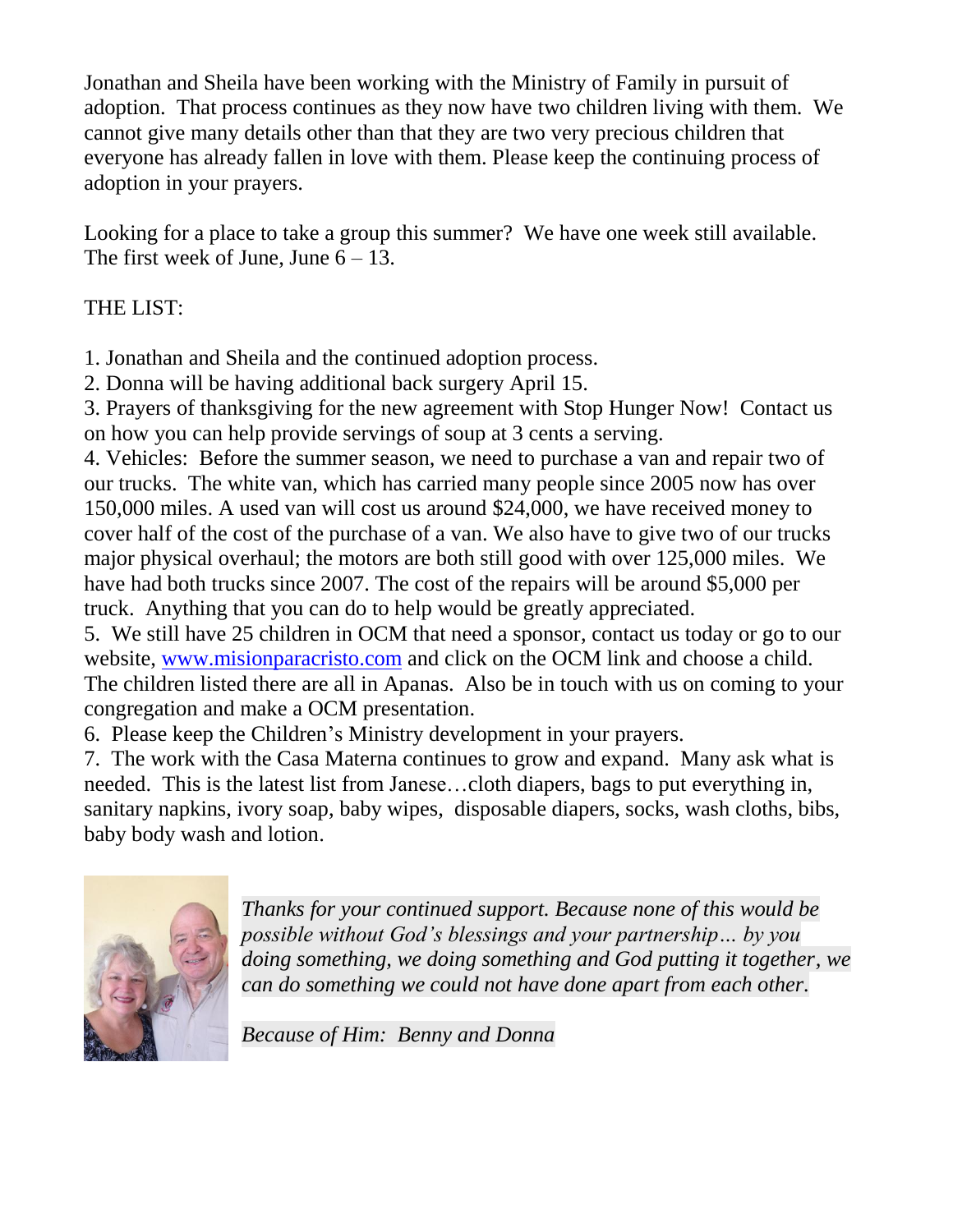Jonathan and Sheila have been working with the Ministry of Family in pursuit of adoption. That process continues as they now have two children living with them. We cannot give many details other than that they are two very precious children that everyone has already fallen in love with them. Please keep the continuing process of adoption in your prayers.

Looking for a place to take a group this summer? We have one week still available. The first week of June, June 6 – 13.

THE LIST:

1. Jonathan and Sheila and the continued adoption process.
2. Donna will be having additional back surgery April 15.
3. Prayers of thanksgiving for the new agreement with Stop Hunger Now! Contact us on how you can help provide servings of soup at 3 cents a serving.
4. Vehicles: Before the summer season, we need to purchase a van and repair two of our trucks. The white van, which has carried many people since 2005 now has over 150,000 miles. A used van will cost us around $24,000, we have received money to cover half of the cost of the purchase of a van. We also have to give two of our trucks major physical overhaul; the motors are both still good with over 125,000 miles. We have had both trucks since 2007. The cost of the repairs will be around $5,000 per truck. Anything that you can do to help would be greatly appreciated.
5. We still have 25 children in OCM that need a sponsor, contact us today or go to our website, [www.misionparacristo.com](http://www.misionparacristo.com) and click on the OCM link and choose a child. The children listed there are all in Apanas. Also be in touch with us on coming to your congregation and make a OCM presentation.
6. Please keep the Children's Ministry development in your prayers.
7. The work with the Casa Materna continues to grow and expand. Many ask what is needed. This is the latest list from Janese…cloth diapers, bags to put everything in, sanitary napkins, ivory soap, baby wipes, disposable diapers, socks, wash cloths, bibs, baby body wash and lotion.

*Thanks for your continued support. Because none of this would be possible without God's blessings and your partnership… by you doing something, we doing something and God putting it together, we can do something we could not have done apart from each other.*

*Because of Him: Benny and Donna*